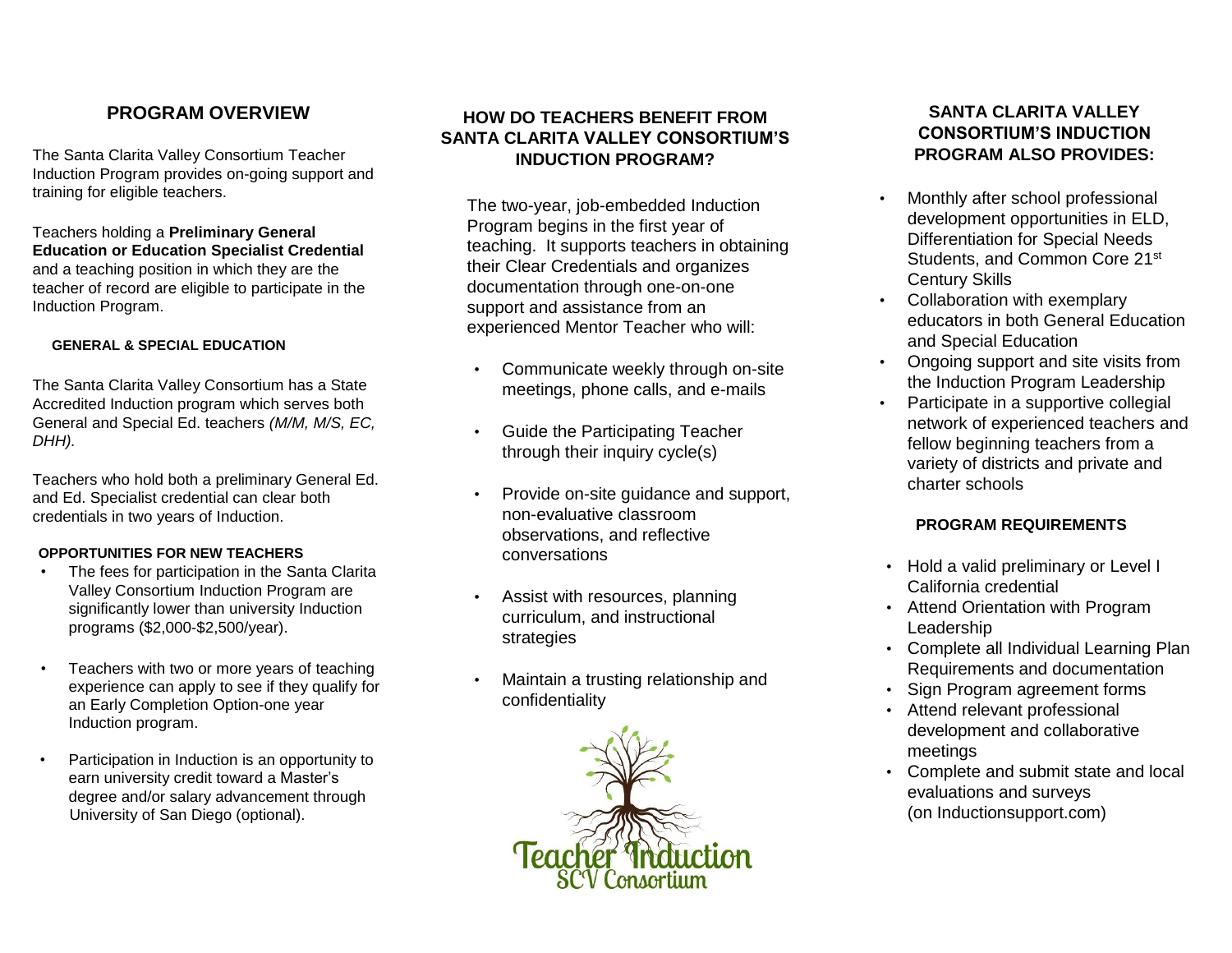## PROGRAM OVERVIEW

The Santa Clarita Valley Consortium Teacher Induction Program provides on-going support and training for eligible teachers.

Teachers holding a **Preliminary General Education or Education Specialist Credential** and a teaching position in which they are the teacher of record are eligible to participate in the Induction Program.

#### GENERAL & SPECIAL EDUCATION

The Santa Clarita Valley Consortium has a State Accredited Induction program which serves both General and Special Ed. teachers *(M/M, M/S, EC, DHH).*

Teachers who hold both a preliminary General Ed. and Ed. Specialist credential can clear both credentials in two years of Induction.

#### OPPORTUNITIES FOR NEW TEACHERS

- The fees for participation in the Santa Clarita Valley Consortium Induction Program are significantly lower than university Induction programs ($2,000-$2,500/year).
- Teachers with two or more years of teaching experience can apply to see if they qualify for an Early Completion Option-one year Induction program.
- Participation in Induction is an opportunity to earn university credit toward a Master's degree and/or salary advancement through University of San Diego (optional).

## HOW DO TEACHERS BENEFIT FROM SANTA CLARITA VALLEY CONSORTIUM'S INDUCTION PROGRAM?

The two-year, job-embedded Induction Program begins in the first year of teaching. It supports teachers in obtaining their Clear Credentials and organizes documentation through one-on-one support and assistance from an experienced Mentor Teacher who will:

- Communicate weekly through on-site meetings, phone calls, and e-mails
- Guide the Participating Teacher through their inquiry cycle(s)
- Provide on-site guidance and support, non-evaluative classroom observations, and reflective conversations
- Assist with resources, planning curriculum, and instructional strategies
- Maintain a trusting relationship and confidentiality

Teacher Induction
SCV Consortium

## SANTA CLARITA VALLEY CONSORTIUM'S INDUCTION PROGRAM ALSO PROVIDES:

- Monthly after school professional development opportunities in ELD, Differentiation for Special Needs Students, and Common Core 21st Century Skills
- Collaboration with exemplary educators in both General Education and Special Education
- Ongoing support and site visits from the Induction Program Leadership
- Participate in a supportive collegial network of experienced teachers and fellow beginning teachers from a variety of districts and private and charter schools

#### PROGRAM REQUIREMENTS

- Hold a valid preliminary or Level I California credential
- Attend Orientation with Program Leadership
- Complete all Individual Learning Plan Requirements and documentation
- Sign Program agreement forms
- Attend relevant professional development and collaborative meetings
- Complete and submit state and local evaluations and surveys (on Inductionsupport.com)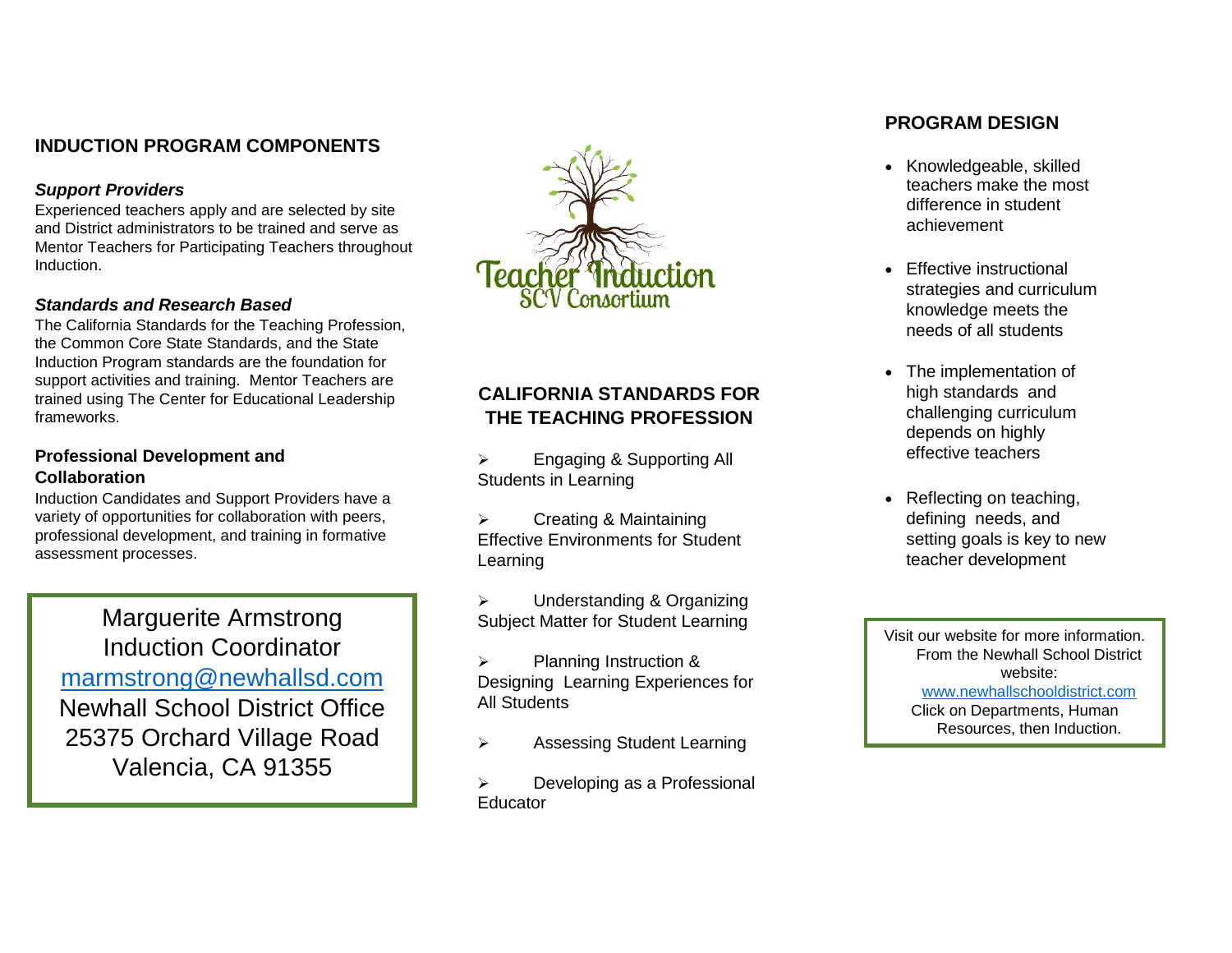## INDUCTION PROGRAM COMPONENTS

***Support Providers***

Experienced teachers apply and are selected by site and District administrators to be trained and serve as Mentor Teachers for Participating Teachers throughout Induction.

***Standards and Research Based***

The California Standards for the Teaching Profession, the Common Core State Standards, and the State Induction Program standards are the foundation for support activities and training. Mentor Teachers are trained using The Center for Educational Leadership frameworks.

**Professional Development and Collaboration**

Induction Candidates and Support Providers have a variety of opportunities for collaboration with peers, professional development, and training in formative assessment processes.

Marguerite Armstrong
Induction Coordinator
marmstrong@newhallsd.com
Newhall School District Office
25375 Orchard Village Road
Valencia, CA 91355

Teacher Induction
SCV Consortium

## CALIFORNIA STANDARDS FOR THE TEACHING PROFESSION

- Engaging & Supporting All Students in Learning
- Creating & Maintaining Effective Environments for Student Learning
- Understanding & Organizing Subject Matter for Student Learning
- Planning Instruction & Designing Learning Experiences for All Students
- Assessing Student Learning
- Developing as a Professional Educator

## PROGRAM DESIGN

- Knowledgeable, skilled teachers make the most difference in student achievement
- Effective instructional strategies and curriculum knowledge meets the needs of all students
- The implementation of high standards and challenging curriculum depends on highly effective teachers
- Reflecting on teaching, defining needs, and setting goals is key to new teacher development

Visit our website for more information.
From the Newhall School District website:
www.newhallschooldistrict.com
Click on Departments, Human Resources, then Induction.